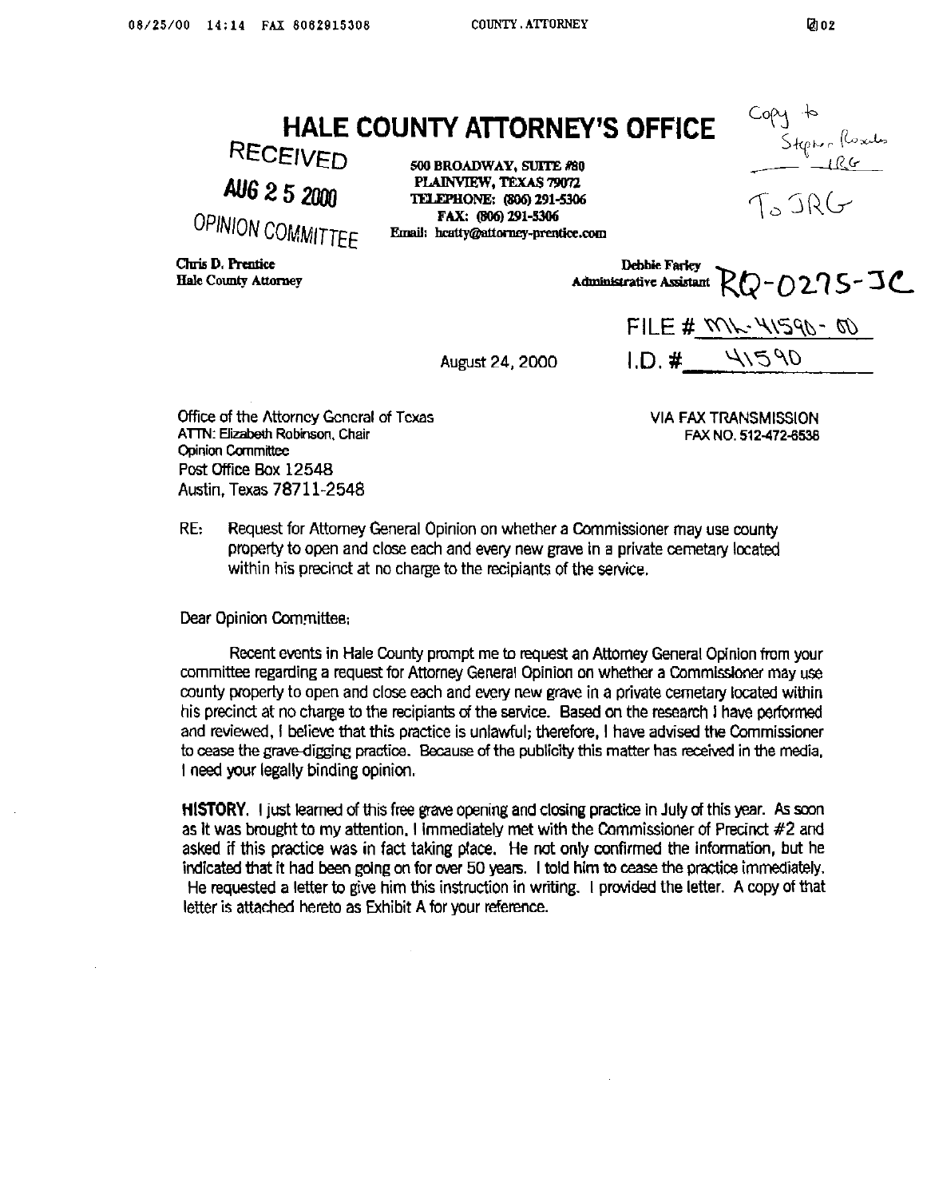# HALE COUNTY ATTORNEY'S OFFICE

RECEIVED

AUG 2 5 2000

OPINION COMMITTEE

500 BROADWAY, SUITE #80
PLAINVIEW, TEXAS 79072
TELEPHONE: (806) 291-5306
FAX: (806) 291-5306
Email: hcatty@attorney-prentice.com

Copy to Stephen Rosales — JRG

To JRG

Chris D. Prentice
Hale County Attorney

Debbie Farley
Administrative Assistant

RQ-0275-JC

FILE # ML-41590-00

I.D. # 41590

August 24, 2000

Office of the Attorney General of Texas
ATTN: Elizabeth Robinson, Chair
Opinion Committee
Post Office Box 12548
Austin, Texas 78711-2548

VIA FAX TRANSMISSION
FAX NO. 512-472-6538

RE: Request for Attorney General Opinion on whether a Commissioner may use county property to open and close each and every new grave in a private cemetary located within his precinct at no charge to the recipiants of the service.

Dear Opinion Committee:

Recent events in Hale County prompt me to request an Attorney General Opinion from your committee regarding a request for Attorney General Opinion on whether a Commissioner may use county property to open and close each and every new grave in a private cemetary located within his precinct at no charge to the recipiants of the service. Based on the research I have performed and reviewed, I believe that this practice is unlawful; therefore, I have advised the Commissioner to cease the grave-digging practice. Because of the publicity this matter has received in the media, I need your legally binding opinion.

**HISTORY.** I just learned of this free grave opening and closing practice in July of this year. As soon as it was brought to my attention, I immediately met with the Commissioner of Precinct #2 and asked if this practice was in fact taking place. He not only confirmed the information, but he indicated that it had been going on for over 50 years. I told him to cease the practice immediately. He requested a letter to give him this instruction in writing. I provided the letter. A copy of that letter is attached hereto as Exhibit A for your reference.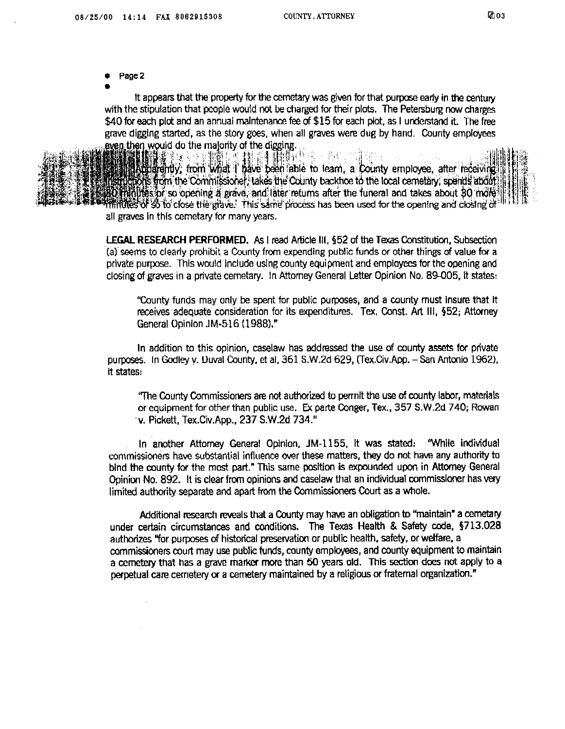It appears that the property for the cemetary was given for that purpose early in the century with the stipulation that people would not be charged for their plots. The Petersburg now charges $40 for each plot and an annual maintenance fee of $15 for each plot, as I understand it. The free grave digging started, as the story goes, when all graves were dug by hand. County employees even then would do the majority of the digging.

Apparently, from what I have been able to learn, a County employee, after receiving instructions from the Commissioner, takes the County backhoe to the local cemetary, spends about 30 minutes or so opening a grave, and later returns after the funeral and takes about 30 more minutes or so to close the grave. This same process has been used for the opening and closing of all graves in this cemetary for many years.

**LEGAL RESEARCH PERFORMED.** As I read Article III, §52 of the Texas Constitution, Subsection (a) seems to clearly prohibit a County from expending public funds or other things of value for a private purpose. This would include using county equipment and employees for the opening and closing of graves in a private cemetary. In Attorney General Letter Opinion No. 89-005, it states:

> "County funds may only be spent for public purposes, and a county must insure that it receives adequate consideration for its expenditures. Tex. Const. Art III, §52; Attorney General Opinion JM-516 (1988)."

In addition to this opinion, caselaw has addressed the use of county assets for private purposes. In Godley v. Duval County, et al, 361 S.W.2d 629, (Tex.Civ.App. – San Antonio 1962), it states:

> "The County Commissioners are not authorized to permit the use of county labor, materials or equipment for other than public use. Ex parte Conger, Tex., 357 S.W.2d 740; Rowan v. Pickett, Tex.Civ.App., 237 S.W.2d 734."

In another Attorney General Opinion, JM-1155, it was stated: "While individual commissioners have substantial influence over these matters, they do not have any authority to bind the county for the most part." This same position is expounded upon in Attorney General Opinion No. 892. It is clear from opinions and caselaw that an individual commissioner has very limited authority separate and apart from the Commissioners Court as a whole.

Additional research reveals that a County may have an obligation to "maintain" a cemetary under certain circumstances and conditions. The Texas Health & Safety code, §713.028 authorizes "for purposes of historical preservation or public health, safety, or welfare, a commissioners court may use public funds, county employees, and county equipment to maintain a cemetery that has a grave marker more than 50 years old. This section does not apply to a perpetual care cemetery or a cemetery maintained by a religious or fraternal organization."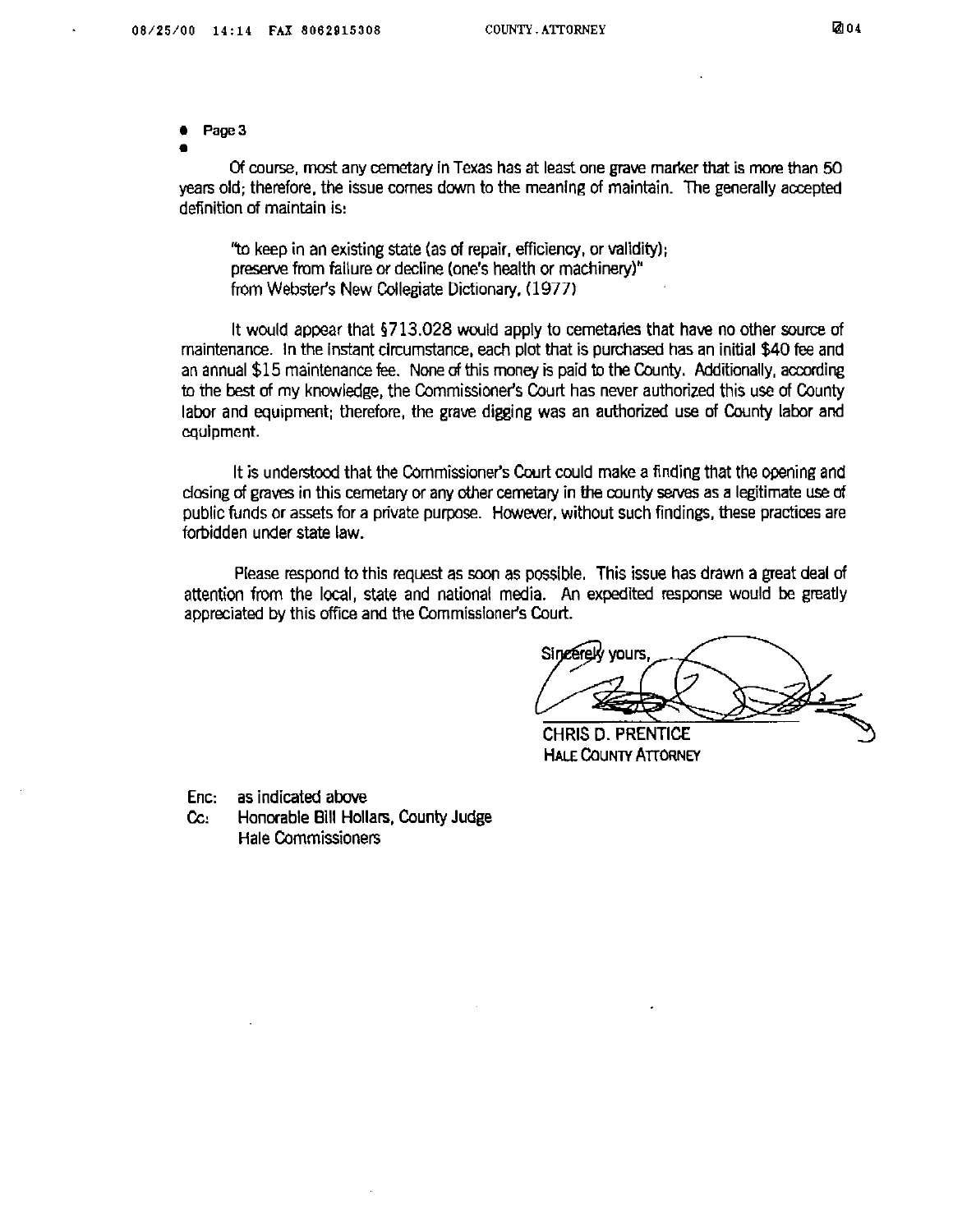Of course, most any cemetary in Texas has at least one grave marker that is more than 50 years old; therefore, the issue comes down to the meaning of maintain. The generally accepted definition of maintain is:

> "to keep in an existing state (as of repair, efficiency, or validity); preserve from failure or decline (one's health or machinery)" from Webster's New Collegiate Dictionary, (1977)

It would appear that §713.028 would apply to cemetaries that have no other source of maintenance. In the instant circumstance, each plot that is purchased has an initial $40 fee and an annual $15 maintenance fee. None of this money is paid to the County. Additionally, according to the best of my knowledge, the Commissioner's Court has never authorized this use of County labor and equipment; therefore, the grave digging was an authorized use of County labor and equipment.

It is understood that the Commissioner's Court could make a finding that the opening and closing of graves in this cemetary or any other cemetary in the county serves as a legitimate use of public funds or assets for a private purpose. However, without such findings, these practices are forbidden under state law.

Please respond to this request as soon as possible. This issue has drawn a great deal of attention from the local, state and national media. An expedited response would be greatly appreciated by this office and the Commissioner's Court.

Sincerely yours,

CHRIS D. PRENTICE
HALE COUNTY ATTORNEY

Enc: as indicated above
Cc: Honorable Bill Hollars, County Judge
Hale Commissioners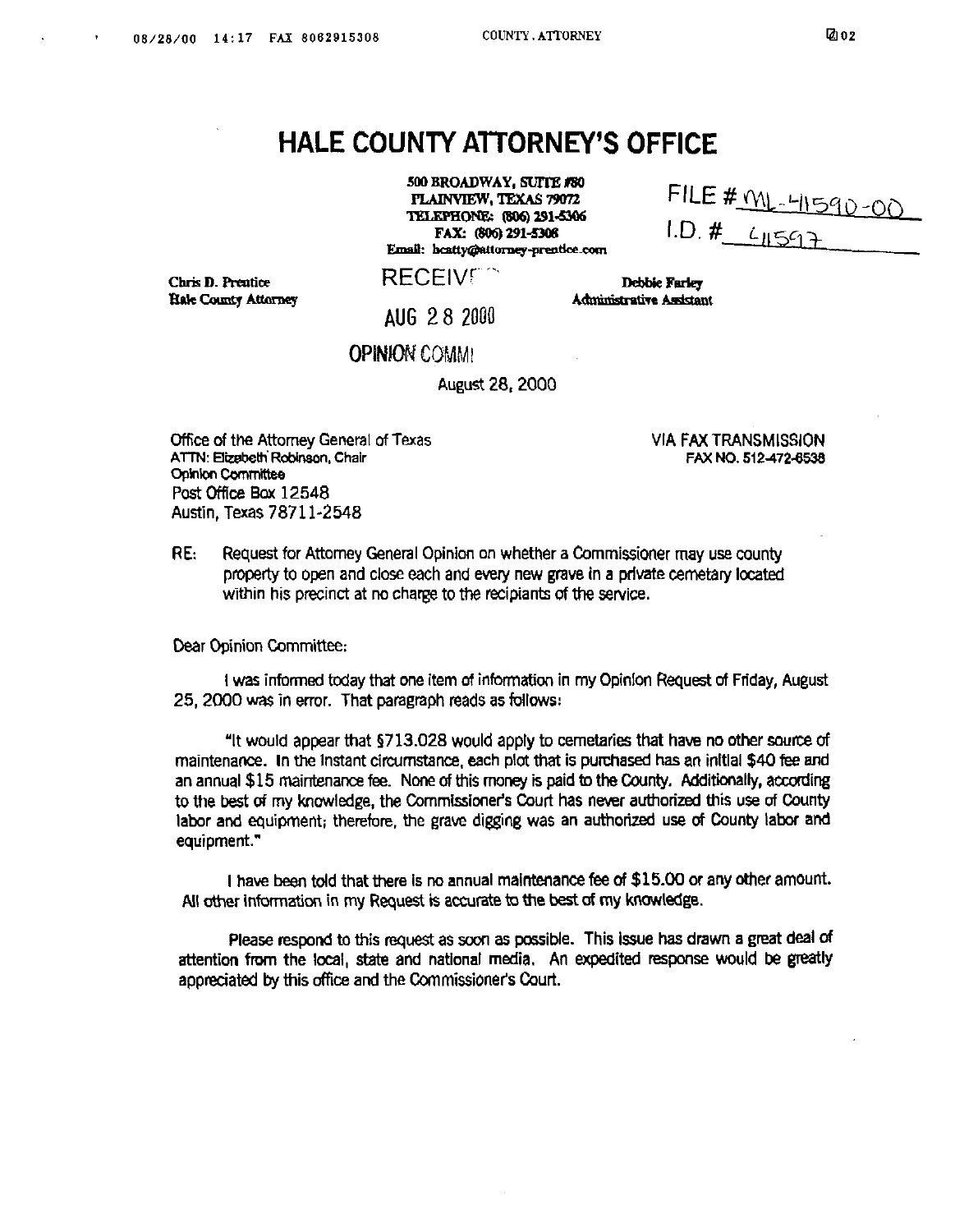# HALE COUNTY ATTORNEY'S OFFICE

500 BROADWAY, SUITE #80
PLAINVIEW, TEXAS 79072
TELEPHONE: (806) 291-5306
FAX: (806) 291-5308
Email: bcatty@attorney-prentice.com

FILE # ML-41590-00
I.D. # 41597

Chris D. Prentice
Hale County Attorney

RECEIVED
AUG 28 2000
OPINION COMMI

Debbie Farley
Administrative Assistant

August 28, 2000

Office of the Attorney General of Texas
ATTN: Elizabeth Robinson, Chair
Opinion Committee
Post Office Box 12548
Austin, Texas 78711-2548

VIA FAX TRANSMISSION
FAX NO. 512-472-6538

RE: Request for Attorney General Opinion on whether a Commissioner may use county property to open and close each and every new grave in a private cemetary located within his precinct at no charge to the recipiants of the service.

Dear Opinion Committee:

I was informed today that one item of information in my Opinion Request of Friday, August 25, 2000 was in error. That paragraph reads as follows:

"It would appear that §713.028 would apply to cemetaries that have no other source of maintenance. In the instant circumstance, each plot that is purchased has an initial $40 fee and an annual $15 maintenance fee. None of this money is paid to the County. Additionally, according to the best of my knowledge, the Commissioner's Court has never authorized this use of County labor and equipment; therefore, the grave digging was an authorized use of County labor and equipment."

I have been told that there is no annual maintenance fee of $15.00 or any other amount. All other information in my Request is accurate to the best of my knowledge.

Please respond to this request as soon as possible. This issue has drawn a great deal of attention from the local, state and national media. An expedited response would be greatly appreciated by this office and the Commissioner's Court.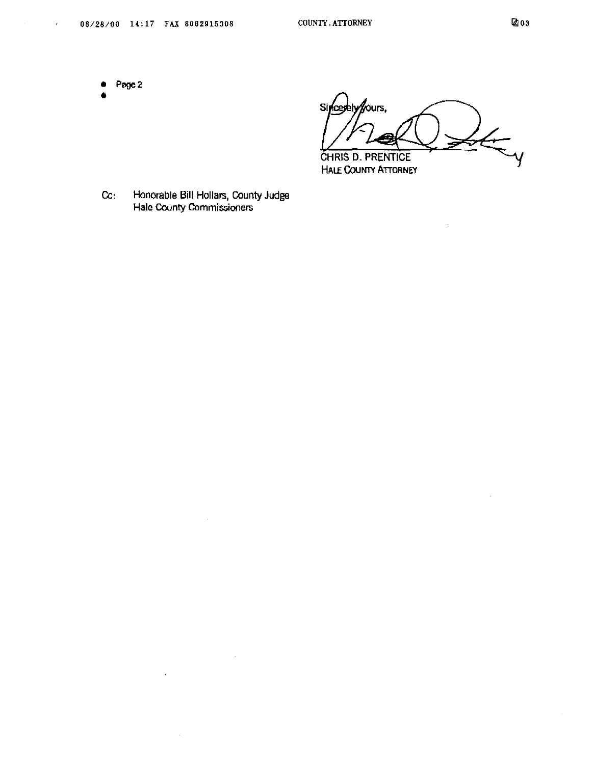- Page 2
- 

Sincerely yours,

CHRIS D. PRENTICE
HALE COUNTY ATTORNEY

Cc: Honorable Bill Hollars, County Judge
Hale County Commissioners